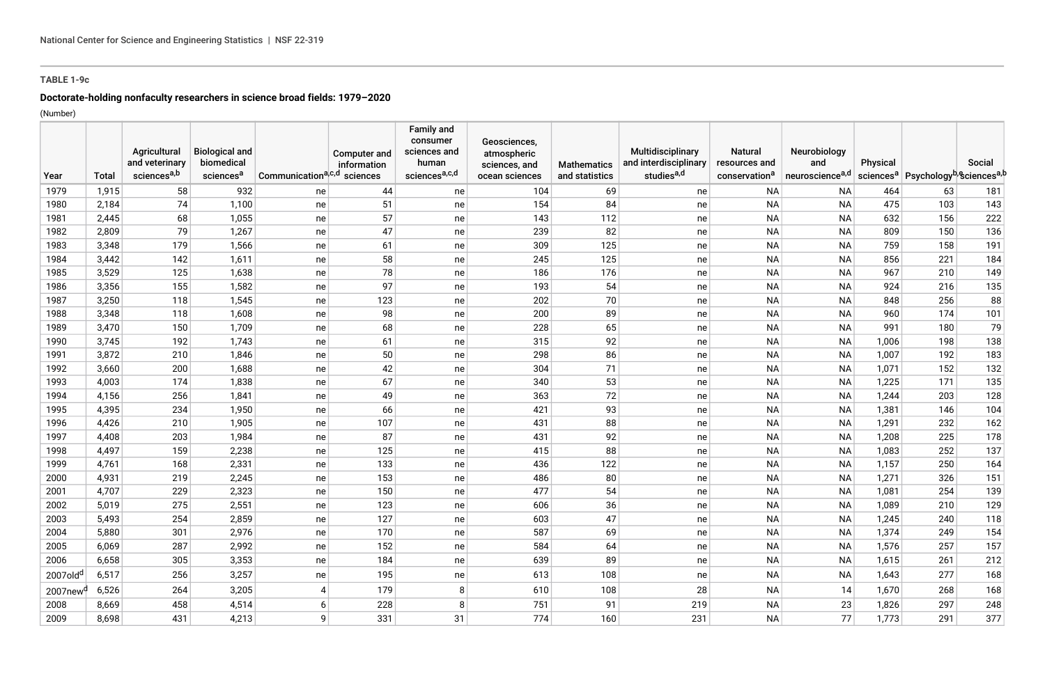TABLE 1-9c

## Doctorate-holding nonfaculty researchers in science broad fields: 1979–2020

(Number)

| Year | Total | Agricultural and veterinary sciences[a,b] | Biological and biomedical sciences[a] | Communication[a,c,d] | Computer and information sciences | Family and consumer sciences and human sciences[a,c,d] | Geosciences, atmospheric sciences, and ocean sciences | Mathematics and statistics | Multidisciplinary and interdisciplinary studies[a,d] | Natural resources and conservation[a] | Neurobiology and neuroscience[a,d] | Physical sciences[a] | Psychology[b,e] | Social sciences[a,b] |
|---|---|---|---|---|---|---|---|---|---|---|---|---|---|---|
| 1979 | 1,915 | 58 | 932 | ne | 44 | ne | 104 | 69 | ne | NA | NA | 464 | 63 | 181 |
| 1980 | 2,184 | 74 | 1,100 | ne | 51 | ne | 154 | 84 | ne | NA | NA | 475 | 103 | 143 |
| 1981 | 2,445 | 68 | 1,055 | ne | 57 | ne | 143 | 112 | ne | NA | NA | 632 | 156 | 222 |
| 1982 | 2,809 | 79 | 1,267 | ne | 47 | ne | 239 | 82 | ne | NA | NA | 809 | 150 | 136 |
| 1983 | 3,348 | 179 | 1,566 | ne | 61 | ne | 309 | 125 | ne | NA | NA | 759 | 158 | 191 |
| 1984 | 3,442 | 142 | 1,611 | ne | 58 | ne | 245 | 125 | ne | NA | NA | 856 | 221 | 184 |
| 1985 | 3,529 | 125 | 1,638 | ne | 78 | ne | 186 | 176 | ne | NA | NA | 967 | 210 | 149 |
| 1986 | 3,356 | 155 | 1,582 | ne | 97 | ne | 193 | 54 | ne | NA | NA | 924 | 216 | 135 |
| 1987 | 3,250 | 118 | 1,545 | ne | 123 | ne | 202 | 70 | ne | NA | NA | 848 | 256 | 88 |
| 1988 | 3,348 | 118 | 1,608 | ne | 98 | ne | 200 | 89 | ne | NA | NA | 960 | 174 | 101 |
| 1989 | 3,470 | 150 | 1,709 | ne | 68 | ne | 228 | 65 | ne | NA | NA | 991 | 180 | 79 |
| 1990 | 3,745 | 192 | 1,743 | ne | 61 | ne | 315 | 92 | ne | NA | NA | 1,006 | 198 | 138 |
| 1991 | 3,872 | 210 | 1,846 | ne | 50 | ne | 298 | 86 | ne | NA | NA | 1,007 | 192 | 183 |
| 1992 | 3,660 | 200 | 1,688 | ne | 42 | ne | 304 | 71 | ne | NA | NA | 1,071 | 152 | 132 |
| 1993 | 4,003 | 174 | 1,838 | ne | 67 | ne | 340 | 53 | ne | NA | NA | 1,225 | 171 | 135 |
| 1994 | 4,156 | 256 | 1,841 | ne | 49 | ne | 363 | 72 | ne | NA | NA | 1,244 | 203 | 128 |
| 1995 | 4,395 | 234 | 1,950 | ne | 66 | ne | 421 | 93 | ne | NA | NA | 1,381 | 146 | 104 |
| 1996 | 4,426 | 210 | 1,905 | ne | 107 | ne | 431 | 88 | ne | NA | NA | 1,291 | 232 | 162 |
| 1997 | 4,408 | 203 | 1,984 | ne | 87 | ne | 431 | 92 | ne | NA | NA | 1,208 | 225 | 178 |
| 1998 | 4,497 | 159 | 2,238 | ne | 125 | ne | 415 | 88 | ne | NA | NA | 1,083 | 252 | 137 |
| 1999 | 4,761 | 168 | 2,331 | ne | 133 | ne | 436 | 122 | ne | NA | NA | 1,157 | 250 | 164 |
| 2000 | 4,931 | 219 | 2,245 | ne | 153 | ne | 486 | 80 | ne | NA | NA | 1,271 | 326 | 151 |
| 2001 | 4,707 | 229 | 2,323 | ne | 150 | ne | 477 | 54 | ne | NA | NA | 1,081 | 254 | 139 |
| 2002 | 5,019 | 275 | 2,551 | ne | 123 | ne | 606 | 36 | ne | NA | NA | 1,089 | 210 | 129 |
| 2003 | 5,493 | 254 | 2,859 | ne | 127 | ne | 603 | 47 | ne | NA | NA | 1,245 | 240 | 118 |
| 2004 | 5,880 | 301 | 2,976 | ne | 170 | ne | 587 | 69 | ne | NA | NA | 1,374 | 249 | 154 |
| 2005 | 6,069 | 287 | 2,992 | ne | 152 | ne | 584 | 64 | ne | NA | NA | 1,576 | 257 | 157 |
| 2006 | 6,658 | 305 | 3,353 | ne | 184 | ne | 639 | 89 | ne | NA | NA | 1,615 | 261 | 212 |
| 2007old[d] | 6,517 | 256 | 3,257 | ne | 195 | ne | 613 | 108 | ne | NA | NA | 1,643 | 277 | 168 |
| 2007new[d] | 6,526 | 264 | 3,205 | 4 | 179 | 8 | 610 | 108 | 28 | NA | 14 | 1,670 | 268 | 168 |
| 2008 | 8,669 | 458 | 4,514 | 6 | 228 | 8 | 751 | 91 | 219 | NA | 23 | 1,826 | 297 | 248 |
| 2009 | 8,698 | 431 | 4,213 | 9 | 331 | 31 | 774 | 160 | 231 | NA | 77 | 1,773 | 291 | 377 |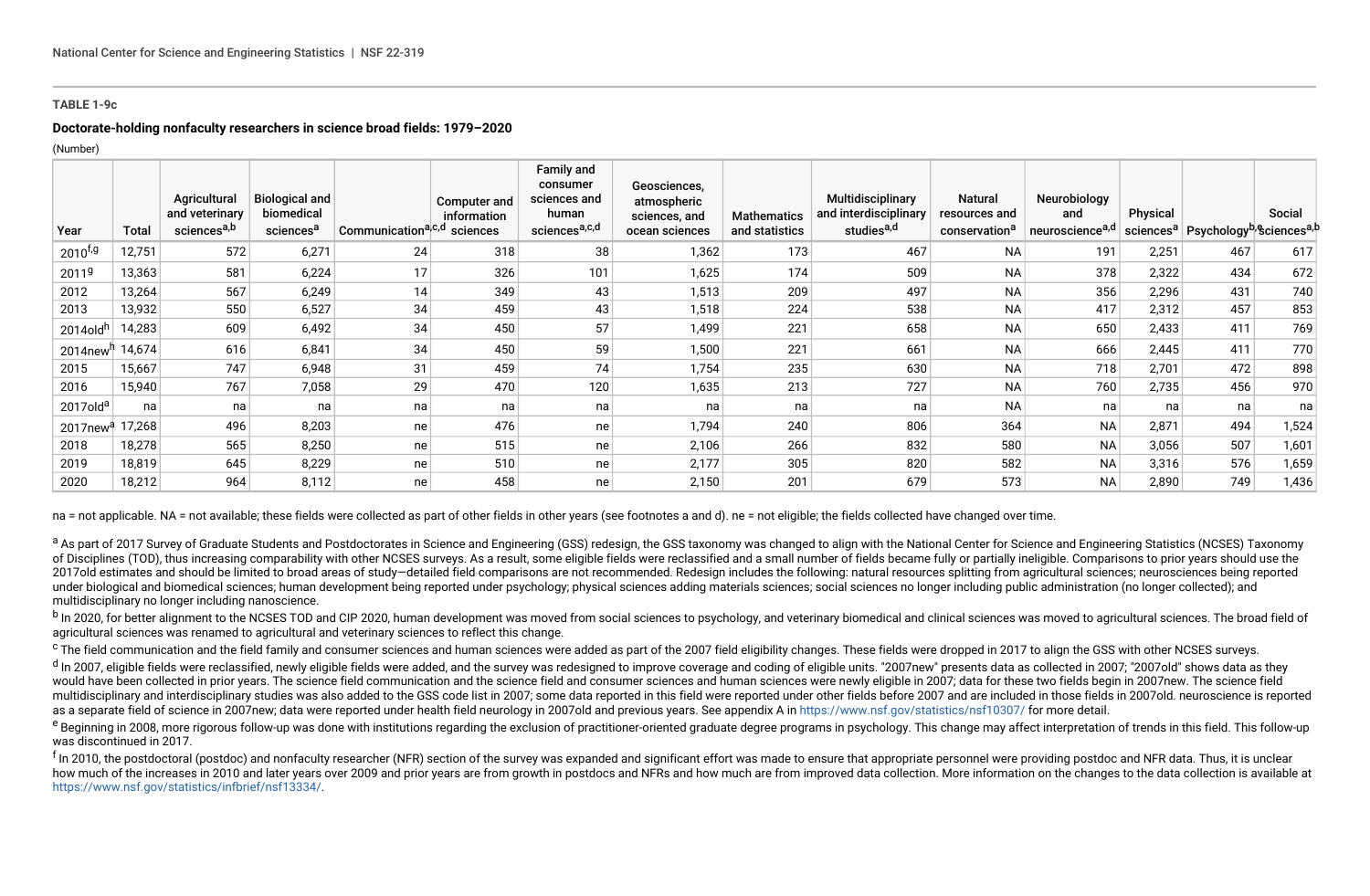**TABLE 1-9c**

**Doctorate-holding nonfaculty researchers in science broad fields: 1979–2020**

(Number)

| Year | Total | Agricultural and veterinary sciences[a,b] | Biological and biomedical sciences[a] | Communication[a,c,d] | Computer and information sciences | Family and consumer sciences and human sciences[a,c,d] | Geosciences, atmospheric sciences, and ocean sciences | Mathematics and statistics | Multidisciplinary and interdisciplinary studies[a,d] | Natural resources and conservation[a] | Neurobiology and neuroscience[a,d] | Physical sciences[a] | Psychology[b,e] | Social sciences[a,b] |
|---|---|---|---|---|---|---|---|---|---|---|---|---|---|---|
| 2010[f,g] | 12,751 | 572 | 6,271 | 24 | 318 | 38 | 1,362 | 173 | 467 | NA | 191 | 2,251 | 467 | 617 |
| 2011[g] | 13,363 | 581 | 6,224 | 17 | 326 | 101 | 1,625 | 174 | 509 | NA | 378 | 2,322 | 434 | 672 |
| 2012 | 13,264 | 567 | 6,249 | 14 | 349 | 43 | 1,513 | 209 | 497 | NA | 356 | 2,296 | 431 | 740 |
| 2013 | 13,932 | 550 | 6,527 | 34 | 459 | 43 | 1,518 | 224 | 538 | NA | 417 | 2,312 | 457 | 853 |
| 2014old[h] | 14,283 | 609 | 6,492 | 34 | 450 | 57 | 1,499 | 221 | 658 | NA | 650 | 2,433 | 411 | 769 |
| 2014new[h] | 14,674 | 616 | 6,841 | 34 | 450 | 59 | 1,500 | 221 | 661 | NA | 666 | 2,445 | 411 | 770 |
| 2015 | 15,667 | 747 | 6,948 | 31 | 459 | 74 | 1,754 | 235 | 630 | NA | 718 | 2,701 | 472 | 898 |
| 2016 | 15,940 | 767 | 7,058 | 29 | 470 | 120 | 1,635 | 213 | 727 | NA | 760 | 2,735 | 456 | 970 |
| 2017old[a] | na | na | na | na | na | na | na | na | na | NA | na | na | na | na |
| 2017new[a] | 17,268 | 496 | 8,203 | ne | 476 | ne | 1,794 | 240 | 806 | 364 | NA | 2,871 | 494 | 1,524 |
| 2018 | 18,278 | 565 | 8,250 | ne | 515 | ne | 2,106 | 266 | 832 | 580 | NA | 3,056 | 507 | 1,601 |
| 2019 | 18,819 | 645 | 8,229 | ne | 510 | ne | 2,177 | 305 | 820 | 582 | NA | 3,316 | 576 | 1,659 |
| 2020 | 18,212 | 964 | 8,112 | ne | 458 | ne | 2,150 | 201 | 679 | 573 | NA | 2,890 | 749 | 1,436 |

na = not applicable. NA = not available; these fields were collected as part of other fields in other years (see footnotes a and d). ne = not eligible; the fields collected have changed over time.

[a] As part of 2017 Survey of Graduate Students and Postdoctorates in Science and Engineering (GSS) redesign, the GSS taxonomy was changed to align with the National Center for Science and Engineering Statistics (NCSES) Taxonomy of Disciplines (TOD), thus increasing comparability with other NCSES surveys. As a result, some eligible fields were reclassified and a small number of fields became fully or partially ineligible. Comparisons to prior years should use the 2017old estimates and should be limited to broad areas of study—detailed field comparisons are not recommended. Redesign includes the following: natural resources splitting from agricultural sciences; neurosciences being reported under biological and biomedical sciences; human development being reported under psychology; physical sciences adding materials sciences; social sciences no longer including public administration (no longer collected); and multidisciplinary no longer including nanoscience.

[b] In 2020, for better alignment to the NCSES TOD and CIP 2020, human development was moved from social sciences to psychology, and veterinary biomedical and clinical sciences was moved to agricultural sciences. The broad field of agricultural sciences was renamed to agricultural and veterinary sciences to reflect this change.

[c] The field communication and the field family and consumer sciences and human sciences were added as part of the 2007 field eligibility changes. These fields were dropped in 2017 to align the GSS with other NCSES surveys.

[d] In 2007, eligible fields were reclassified, newly eligible fields were added, and the survey was redesigned to improve coverage and coding of eligible units. "2007new" presents data as collected in 2007; "2007old" shows data as they would have been collected in prior years. The science field communication and the science field and consumer sciences and human sciences were newly eligible in 2007; data for these two fields begin in 2007new. The science field multidisciplinary and interdisciplinary studies was also added to the GSS code list in 2007; some data reported in this field were reported under other fields before 2007 and are included in those fields in 2007old. neuroscience is reported as a separate field of science in 2007new; data were reported under health field neurology in 2007old and previous years. See appendix A in https://www.nsf.gov/statistics/nsf10307/ for more detail.

[e] Beginning in 2008, more rigorous follow-up was done with institutions regarding the exclusion of practitioner-oriented graduate degree programs in psychology. This change may affect interpretation of trends in this field. This follow-up was discontinued in 2017.

[f] In 2010, the postdoctoral (postdoc) and nonfaculty researcher (NFR) section of the survey was expanded and significant effort was made to ensure that appropriate personnel were providing postdoc and NFR data. Thus, it is unclear how much of the increases in 2010 and later years over 2009 and prior years are from growth in postdocs and NFRs and how much are from improved data collection. More information on the changes to the data collection is available at https://www.nsf.gov/statistics/infbrief/nsf13334/.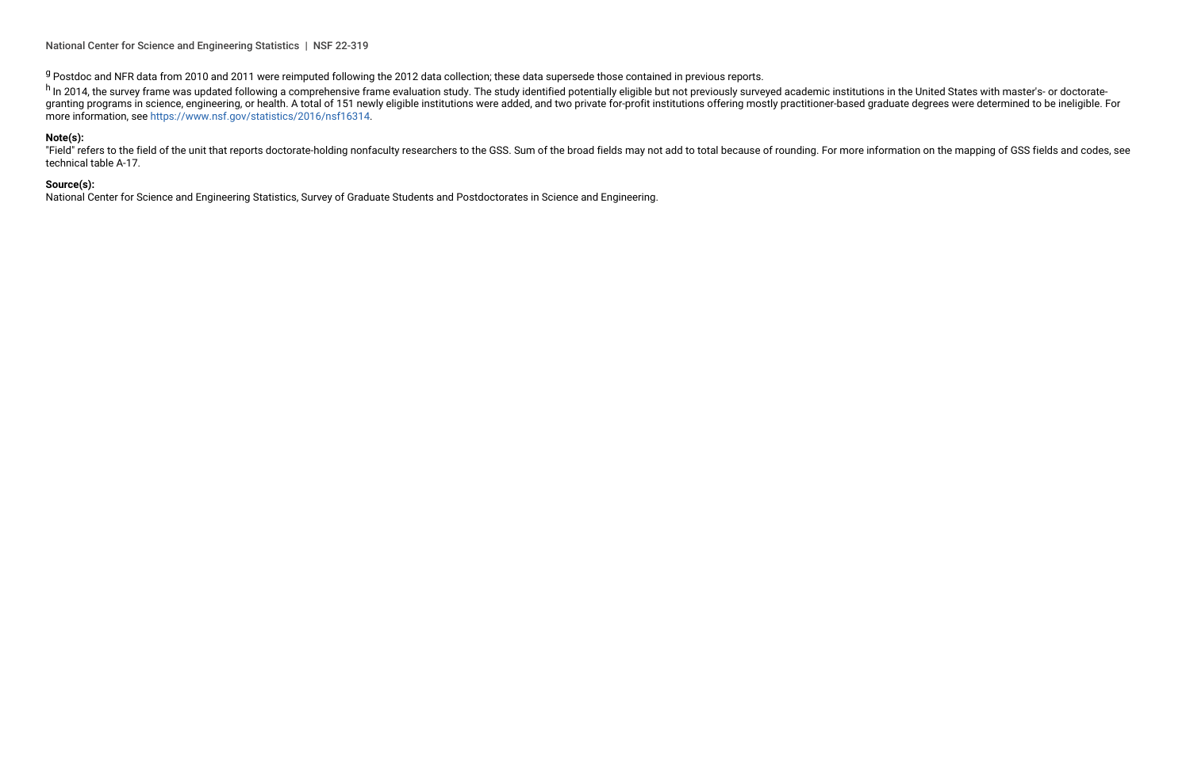[g] Postdoc and NFR data from 2010 and 2011 were reimputed following the 2012 data collection; these data supersede those contained in previous reports.

[h] In 2014, the survey frame was updated following a comprehensive frame evaluation study. The study identified potentially eligible but not previously surveyed academic institutions in the United States with master's- or doctorate-granting programs in science, engineering, or health. A total of 151 newly eligible institutions were added, and two private for-profit institutions offering mostly practitioner-based graduate degrees were determined to be ineligible. For more information, see https://www.nsf.gov/statistics/2016/nsf16314.

**Note(s):**

"Field" refers to the field of the unit that reports doctorate-holding nonfaculty researchers to the GSS. Sum of the broad fields may not add to total because of rounding. For more information on the mapping of GSS fields and codes, see technical table A-17.

**Source(s):**

National Center for Science and Engineering Statistics, Survey of Graduate Students and Postdoctorates in Science and Engineering.